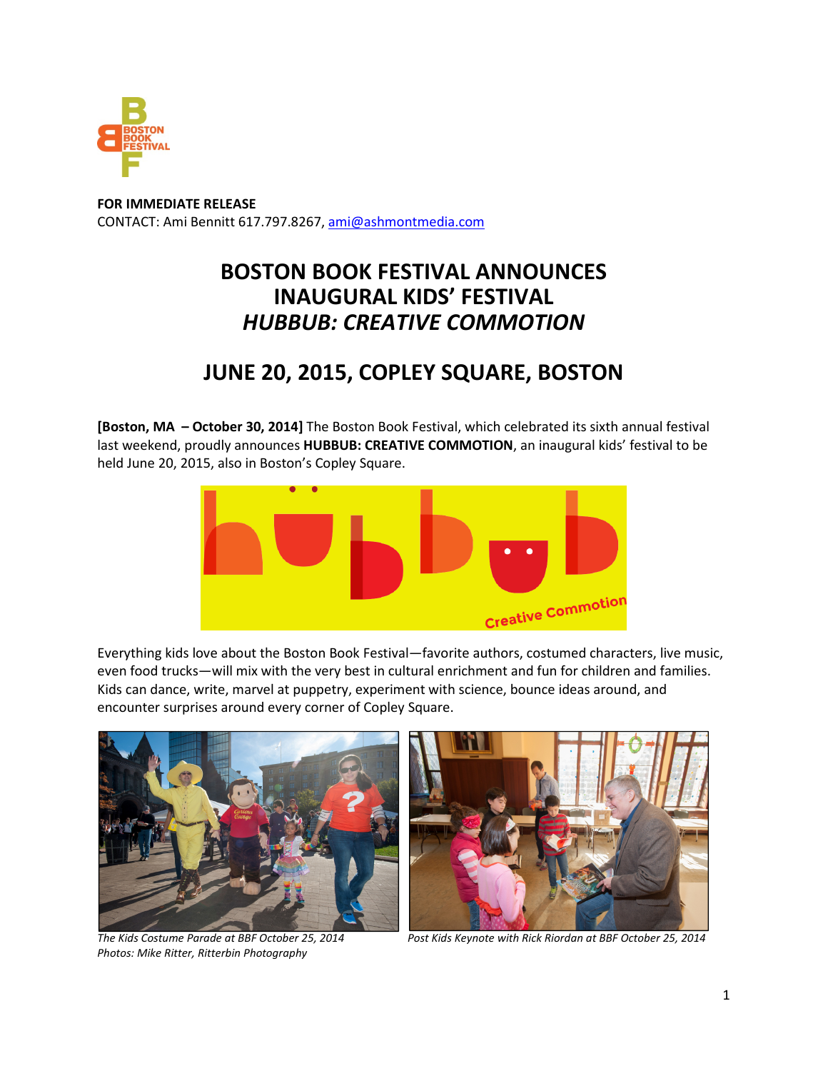**FOR IMMEDIATE RELEASE**
CONTACT: Ami Bennitt 617.797.8267, ami@ashmontmedia.com

# BOSTON BOOK FESTIVAL ANNOUNCES INAUGURAL KIDS' FESTIVAL *HUBBUB: CREATIVE COMMOTION*

## JUNE 20, 2015, COPLEY SQUARE, BOSTON

**[Boston, MA – October 30, 2014]** The Boston Book Festival, which celebrated its sixth annual festival last weekend, proudly announces **HUBBUB: CREATIVE COMMOTION**, an inaugural kids' festival to be held June 20, 2015, also in Boston's Copley Square.

Everything kids love about the Boston Book Festival—favorite authors, costumed characters, live music, even food trucks—will mix with the very best in cultural enrichment and fun for children and families. Kids can dance, write, marvel at puppetry, experiment with science, bounce ideas around, and encounter surprises around every corner of Copley Square.

*The Kids Costume Parade at BBF October 25, 2014*

*Post Kids Keynote with Rick Riordan at BBF October 25, 2014*

*Photos: Mike Ritter, Ritterbin Photography*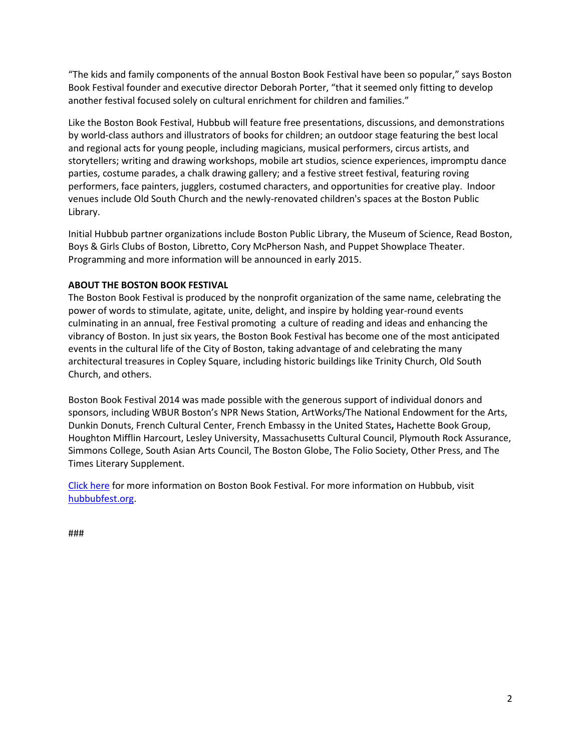"The kids and family components of the annual Boston Book Festival have been so popular," says Boston Book Festival founder and executive director Deborah Porter, "that it seemed only fitting to develop another festival focused solely on cultural enrichment for children and families."

Like the Boston Book Festival, Hubbub will feature free presentations, discussions, and demonstrations by world-class authors and illustrators of books for children; an outdoor stage featuring the best local and regional acts for young people, including magicians, musical performers, circus artists, and storytellers; writing and drawing workshops, mobile art studios, science experiences, impromptu dance parties, costume parades, a chalk drawing gallery; and a festive street festival, featuring roving performers, face painters, jugglers, costumed characters, and opportunities for creative play. Indoor venues include Old South Church and the newly-renovated children's spaces at the Boston Public Library.

Initial Hubbub partner organizations include Boston Public Library, the Museum of Science, Read Boston, Boys & Girls Clubs of Boston, Libretto, Cory McPherson Nash, and Puppet Showplace Theater. Programming and more information will be announced in early 2015.

**ABOUT THE BOSTON BOOK FESTIVAL**

The Boston Book Festival is produced by the nonprofit organization of the same name, celebrating the power of words to stimulate, agitate, unite, delight, and inspire by holding year-round events culminating in an annual, free Festival promoting a culture of reading and ideas and enhancing the vibrancy of Boston. In just six years, the Boston Book Festival has become one of the most anticipated events in the cultural life of the City of Boston, taking advantage of and celebrating the many architectural treasures in Copley Square, including historic buildings like Trinity Church, Old South Church, and others.

Boston Book Festival 2014 was made possible with the generous support of individual donors and sponsors, including WBUR Boston's NPR News Station, ArtWorks/The National Endowment for the Arts, Dunkin Donuts, French Cultural Center, French Embassy in the United States, Hachette Book Group, Houghton Mifflin Harcourt, Lesley University, Massachusetts Cultural Council, Plymouth Rock Assurance, Simmons College, South Asian Arts Council, The Boston Globe, The Folio Society, Other Press, and The Times Literary Supplement.

Click here for more information on Boston Book Festival. For more information on Hubbub, visit hubbubfest.org.

###